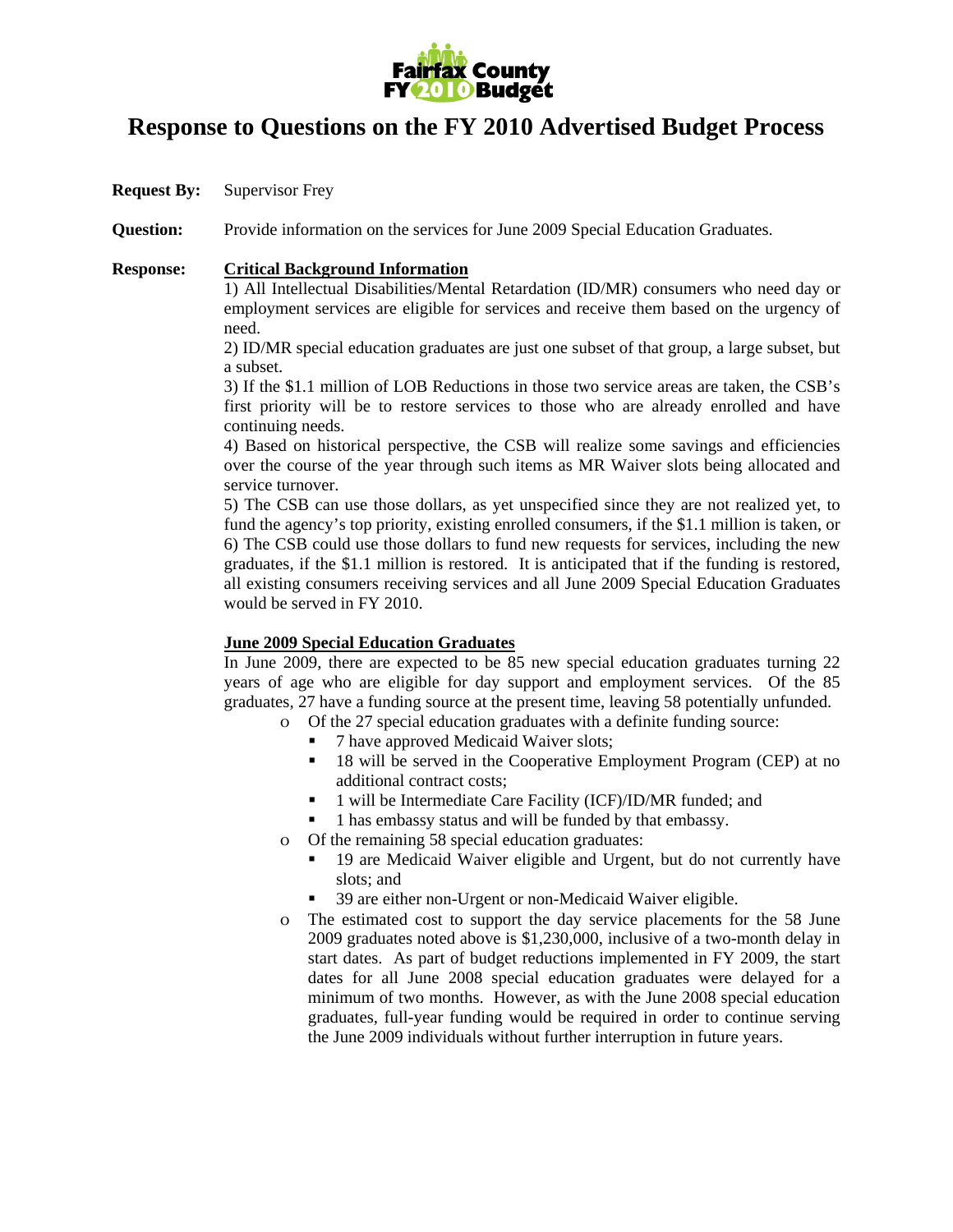# Response to Questions on the FY 2010 Advertised Budget Process

**Request By:** Supervisor Frey

**Question:** Provide information on the services for June 2009 Special Education Graduates.

**Response:** **Critical Background Information**

1) All Intellectual Disabilities/Mental Retardation (ID/MR) consumers who need day or employment services are eligible for services and receive them based on the urgency of need.
2) ID/MR special education graduates are just one subset of that group, a large subset, but a subset.
3) If the $1.1 million of LOB Reductions in those two service areas are taken, the CSB's first priority will be to restore services to those who are already enrolled and have continuing needs.
4) Based on historical perspective, the CSB will realize some savings and efficiencies over the course of the year through such items as MR Waiver slots being allocated and service turnover.
5) The CSB can use those dollars, as yet unspecified since they are not realized yet, to fund the agency's top priority, existing enrolled consumers, if the $1.1 million is taken, or
6) The CSB could use those dollars to fund new requests for services, including the new graduates, if the $1.1 million is restored. It is anticipated that if the funding is restored, all existing consumers receiving services and all June 2009 Special Education Graduates would be served in FY 2010.

**June 2009 Special Education Graduates**

In June 2009, there are expected to be 85 new special education graduates turning 22 years of age who are eligible for day support and employment services. Of the 85 graduates, 27 have a funding source at the present time, leaving 58 potentially unfunded.

- Of the 27 special education graduates with a definite funding source:
  - 7 have approved Medicaid Waiver slots;
  - 18 will be served in the Cooperative Employment Program (CEP) at no additional contract costs;
  - 1 will be Intermediate Care Facility (ICF)/ID/MR funded; and
  - 1 has embassy status and will be funded by that embassy.
- Of the remaining 58 special education graduates:
  - 19 are Medicaid Waiver eligible and Urgent, but do not currently have slots; and
  - 39 are either non-Urgent or non-Medicaid Waiver eligible.
- The estimated cost to support the day service placements for the 58 June 2009 graduates noted above is $1,230,000, inclusive of a two-month delay in start dates. As part of budget reductions implemented in FY 2009, the start dates for all June 2008 special education graduates were delayed for a minimum of two months. However, as with the June 2008 special education graduates, full-year funding would be required in order to continue serving the June 2009 individuals without further interruption in future years.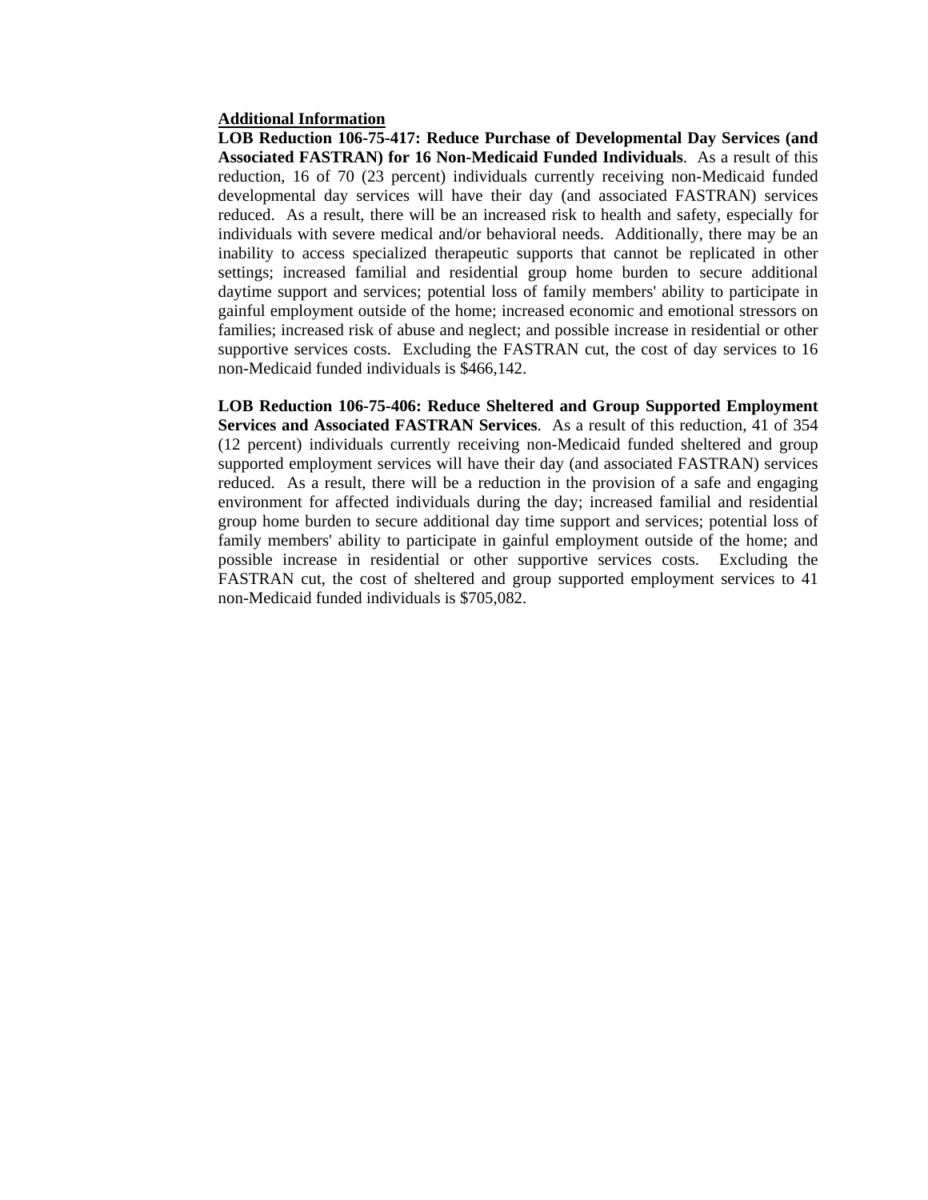**Additional Information**

**LOB Reduction 106-75-417: Reduce Purchase of Developmental Day Services (and Associated FASTRAN) for 16 Non-Medicaid Funded Individuals**. As a result of this reduction, 16 of 70 (23 percent) individuals currently receiving non-Medicaid funded developmental day services will have their day (and associated FASTRAN) services reduced. As a result, there will be an increased risk to health and safety, especially for individuals with severe medical and/or behavioral needs. Additionally, there may be an inability to access specialized therapeutic supports that cannot be replicated in other settings; increased familial and residential group home burden to secure additional daytime support and services; potential loss of family members' ability to participate in gainful employment outside of the home; increased economic and emotional stressors on families; increased risk of abuse and neglect; and possible increase in residential or other supportive services costs. Excluding the FASTRAN cut, the cost of day services to 16 non-Medicaid funded individuals is $466,142.

**LOB Reduction 106-75-406: Reduce Sheltered and Group Supported Employment Services and Associated FASTRAN Services**. As a result of this reduction, 41 of 354 (12 percent) individuals currently receiving non-Medicaid funded sheltered and group supported employment services will have their day (and associated FASTRAN) services reduced. As a result, there will be a reduction in the provision of a safe and engaging environment for affected individuals during the day; increased familial and residential group home burden to secure additional day time support and services; potential loss of family members' ability to participate in gainful employment outside of the home; and possible increase in residential or other supportive services costs. Excluding the FASTRAN cut, the cost of sheltered and group supported employment services to 41 non-Medicaid funded individuals is $705,082.